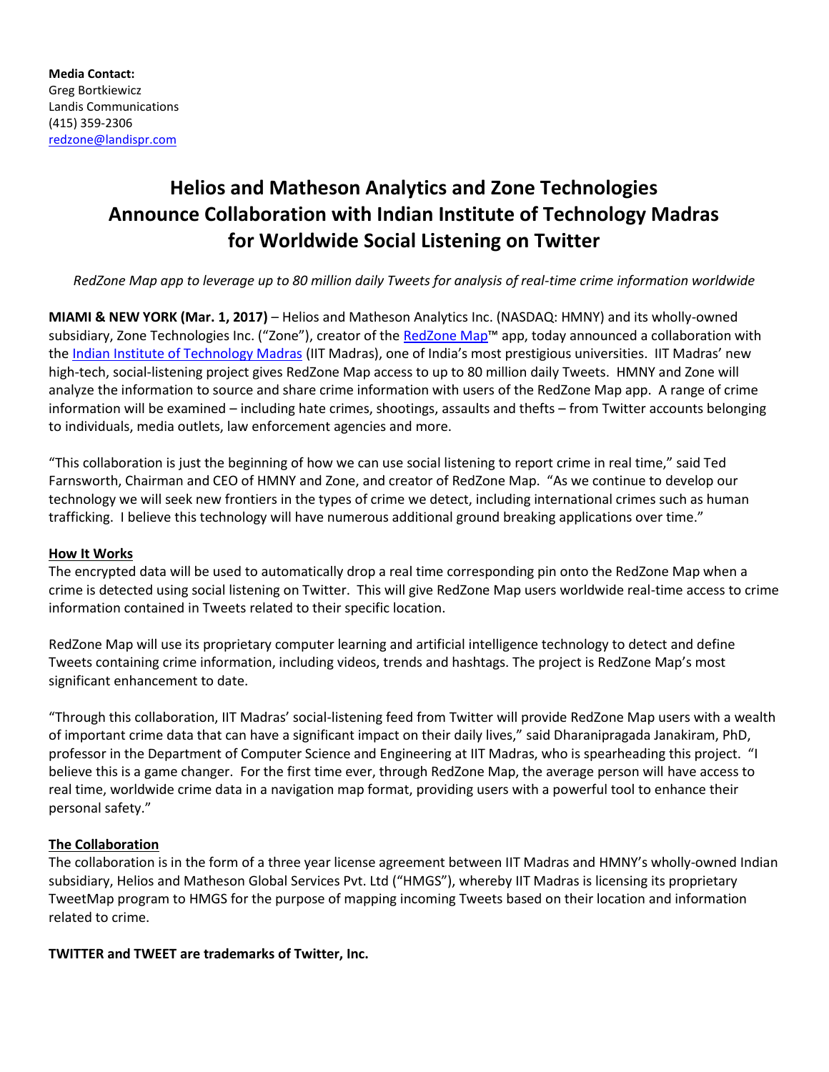**Media Contact:**
Greg Bortkiewicz
Landis Communications
(415) 359-2306
redzone@landispr.com

# Helios and Matheson Analytics and Zone Technologies Announce Collaboration with Indian Institute of Technology Madras for Worldwide Social Listening on Twitter

*RedZone Map app to leverage up to 80 million daily Tweets for analysis of real-time crime information worldwide*

**MIAMI & NEW YORK (Mar. 1, 2017)** – Helios and Matheson Analytics Inc. (NASDAQ: HMNY) and its wholly-owned subsidiary, Zone Technologies Inc. ("Zone"), creator of the RedZone Map™ app, today announced a collaboration with the Indian Institute of Technology Madras (IIT Madras), one of India's most prestigious universities. IIT Madras' new high-tech, social-listening project gives RedZone Map access to up to 80 million daily Tweets. HMNY and Zone will analyze the information to source and share crime information with users of the RedZone Map app. A range of crime information will be examined – including hate crimes, shootings, assaults and thefts – from Twitter accounts belonging to individuals, media outlets, law enforcement agencies and more.

"This collaboration is just the beginning of how we can use social listening to report crime in real time," said Ted Farnsworth, Chairman and CEO of HMNY and Zone, and creator of RedZone Map. "As we continue to develop our technology we will seek new frontiers in the types of crime we detect, including international crimes such as human trafficking. I believe this technology will have numerous additional ground breaking applications over time."

## How It Works

The encrypted data will be used to automatically drop a real time corresponding pin onto the RedZone Map when a crime is detected using social listening on Twitter. This will give RedZone Map users worldwide real-time access to crime information contained in Tweets related to their specific location.

RedZone Map will use its proprietary computer learning and artificial intelligence technology to detect and define Tweets containing crime information, including videos, trends and hashtags. The project is RedZone Map's most significant enhancement to date.

"Through this collaboration, IIT Madras' social-listening feed from Twitter will provide RedZone Map users with a wealth of important crime data that can have a significant impact on their daily lives," said Dharanipragada Janakiram, PhD, professor in the Department of Computer Science and Engineering at IIT Madras, who is spearheading this project. "I believe this is a game changer. For the first time ever, through RedZone Map, the average person will have access to real time, worldwide crime data in a navigation map format, providing users with a powerful tool to enhance their personal safety."

## The Collaboration

The collaboration is in the form of a three year license agreement between IIT Madras and HMNY's wholly-owned Indian subsidiary, Helios and Matheson Global Services Pvt. Ltd ("HMGS"), whereby IIT Madras is licensing its proprietary TweetMap program to HMGS for the purpose of mapping incoming Tweets based on their location and information related to crime.

**TWITTER and TWEET are trademarks of Twitter, Inc.**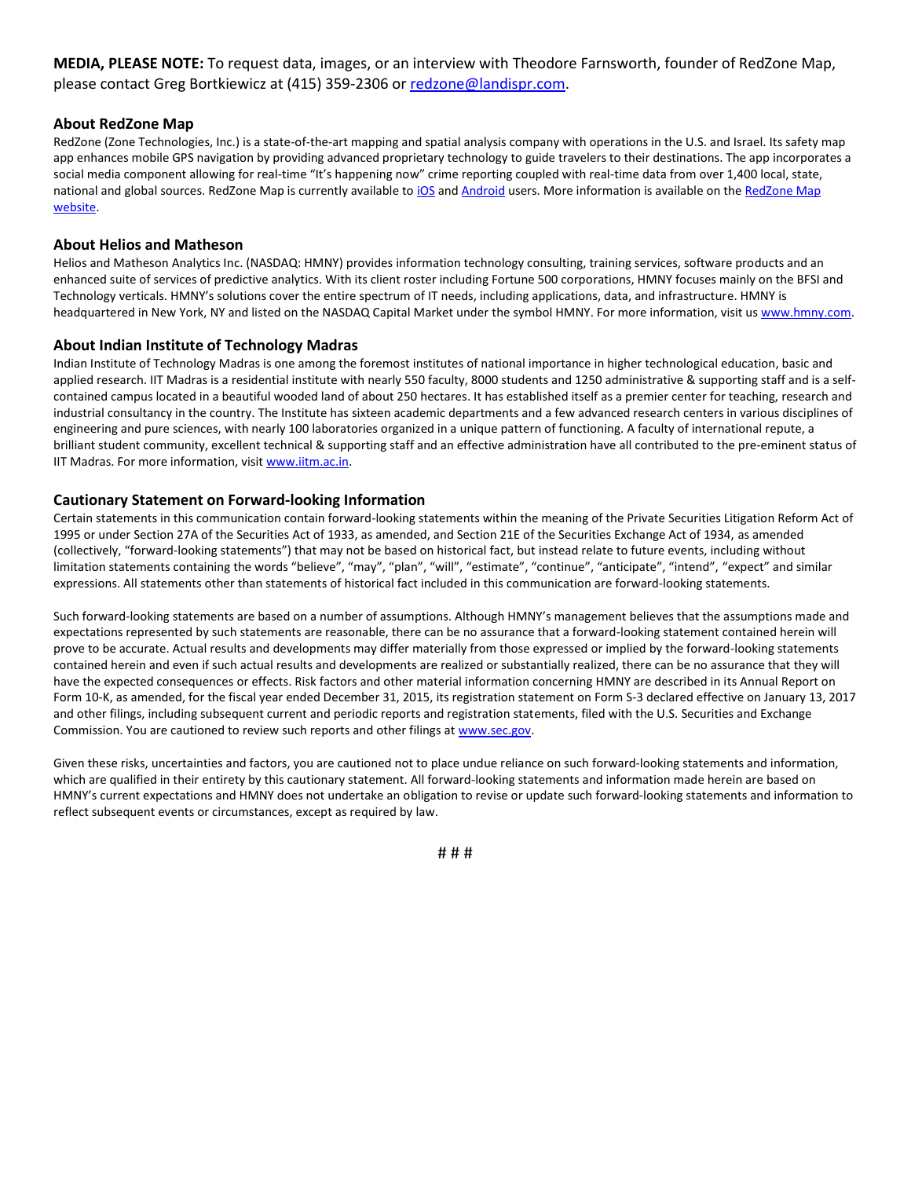**MEDIA, PLEASE NOTE:** To request data, images, or an interview with Theodore Farnsworth, founder of RedZone Map, please contact Greg Bortkiewicz at (415) 359-2306 or redzone@landispr.com.

## About RedZone Map

RedZone (Zone Technologies, Inc.) is a state-of-the-art mapping and spatial analysis company with operations in the U.S. and Israel. Its safety map app enhances mobile GPS navigation by providing advanced proprietary technology to guide travelers to their destinations. The app incorporates a social media component allowing for real-time "It's happening now" crime reporting coupled with real-time data from over 1,400 local, state, national and global sources. RedZone Map is currently available to iOS and Android users. More information is available on the RedZone Map website.

## About Helios and Matheson

Helios and Matheson Analytics Inc. (NASDAQ: HMNY) provides information technology consulting, training services, software products and an enhanced suite of services of predictive analytics. With its client roster including Fortune 500 corporations, HMNY focuses mainly on the BFSI and Technology verticals. HMNY's solutions cover the entire spectrum of IT needs, including applications, data, and infrastructure. HMNY is headquartered in New York, NY and listed on the NASDAQ Capital Market under the symbol HMNY. For more information, visit us www.hmny.com.

## About Indian Institute of Technology Madras

Indian Institute of Technology Madras is one among the foremost institutes of national importance in higher technological education, basic and applied research. IIT Madras is a residential institute with nearly 550 faculty, 8000 students and 1250 administrative & supporting staff and is a self-contained campus located in a beautiful wooded land of about 250 hectares. It has established itself as a premier center for teaching, research and industrial consultancy in the country. The Institute has sixteen academic departments and a few advanced research centers in various disciplines of engineering and pure sciences, with nearly 100 laboratories organized in a unique pattern of functioning. A faculty of international repute, a brilliant student community, excellent technical & supporting staff and an effective administration have all contributed to the pre-eminent status of IIT Madras. For more information, visit www.iitm.ac.in.

## Cautionary Statement on Forward-looking Information

Certain statements in this communication contain forward-looking statements within the meaning of the Private Securities Litigation Reform Act of 1995 or under Section 27A of the Securities Act of 1933, as amended, and Section 21E of the Securities Exchange Act of 1934, as amended (collectively, "forward-looking statements") that may not be based on historical fact, but instead relate to future events, including without limitation statements containing the words "believe", "may", "plan", "will", "estimate", "continue", "anticipate", "intend", "expect" and similar expressions. All statements other than statements of historical fact included in this communication are forward-looking statements.

Such forward-looking statements are based on a number of assumptions. Although HMNY's management believes that the assumptions made and expectations represented by such statements are reasonable, there can be no assurance that a forward-looking statement contained herein will prove to be accurate. Actual results and developments may differ materially from those expressed or implied by the forward-looking statements contained herein and even if such actual results and developments are realized or substantially realized, there can be no assurance that they will have the expected consequences or effects. Risk factors and other material information concerning HMNY are described in its Annual Report on Form 10-K, as amended, for the fiscal year ended December 31, 2015, its registration statement on Form S-3 declared effective on January 13, 2017 and other filings, including subsequent current and periodic reports and registration statements, filed with the U.S. Securities and Exchange Commission. You are cautioned to review such reports and other filings at www.sec.gov.

Given these risks, uncertainties and factors, you are cautioned not to place undue reliance on such forward-looking statements and information, which are qualified in their entirety by this cautionary statement. All forward-looking statements and information made herein are based on HMNY's current expectations and HMNY does not undertake an obligation to revise or update such forward-looking statements and information to reflect subsequent events or circumstances, except as required by law.

# # #